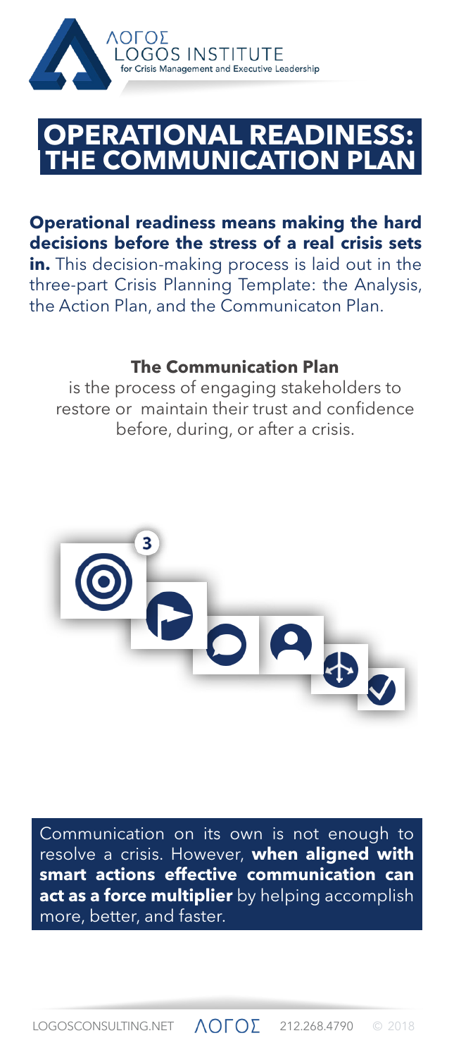ΛΟΓΟΣ
LOGOS INSTITUTE
for Crisis Management and Executive Leadership

# OPERATIONAL READINESS: THE COMMUNICATION PLAN

**Operational readiness means making the hard decisions before the stress of a real crisis sets in.** This decision-making process is laid out in the three-part Crisis Planning Template: the Analysis, the Action Plan, and the Communicaton Plan.

**The Communication Plan**

is the process of engaging stakeholders to restore or maintain their trust and confidence before, during, or after a crisis.

3

Communication on its own is not enough to resolve a crisis. However, **when aligned with smart actions effective communication can act as a force multiplier** by helping accomplish more, better, and faster.

LOGOSCONSULTING.NET ΛΟΓΟΣ 212.268.4790 © 2018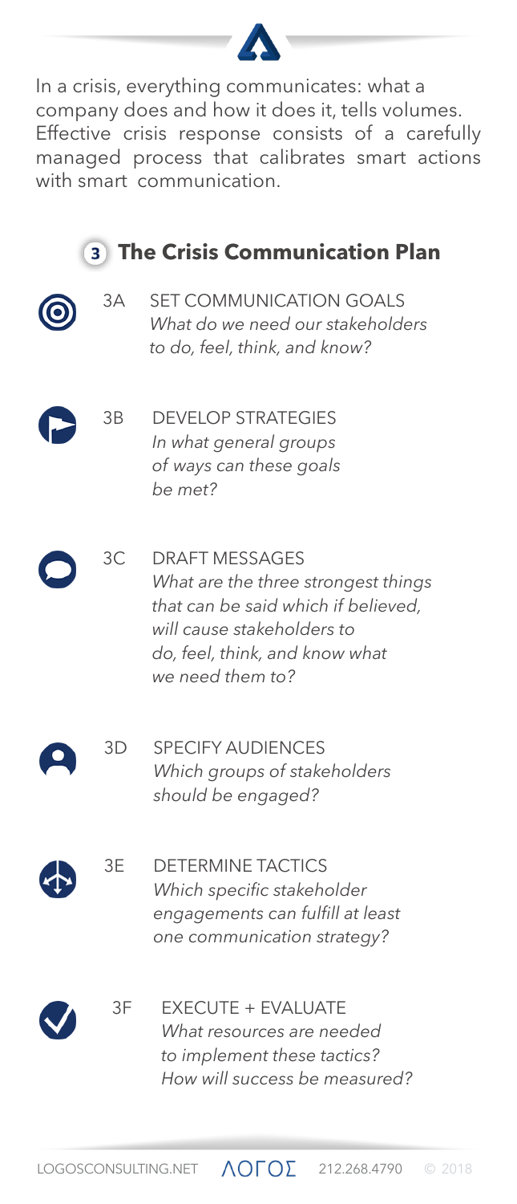In a crisis, everything communicates: what a company does and how it does it, tells volumes. Effective crisis response consists of a carefully managed process that calibrates smart actions with smart communication.

## 3 The Crisis Communication Plan

**3A SET COMMUNICATION GOALS**
*What do we need our stakeholders to do, feel, think, and know?*

**3B DEVELOP STRATEGIES**
*In what general groups of ways can these goals be met?*

**3C DRAFT MESSAGES**
*What are the three strongest things that can be said which if believed, will cause stakeholders to do, feel, think, and know what we need them to?*

**3D SPECIFY AUDIENCES**
*Which groups of stakeholders should be engaged?*

**3E DETERMINE TACTICS**
*Which specific stakeholder engagements can fulfill at least one communication strategy?*

**3F EXECUTE + EVALUATE**
*What resources are needed to implement these tactics? How will success be measured?*

LOGOSCONSULTING.NET ΛΟΓΟΣ 212.268.4790 © 2018